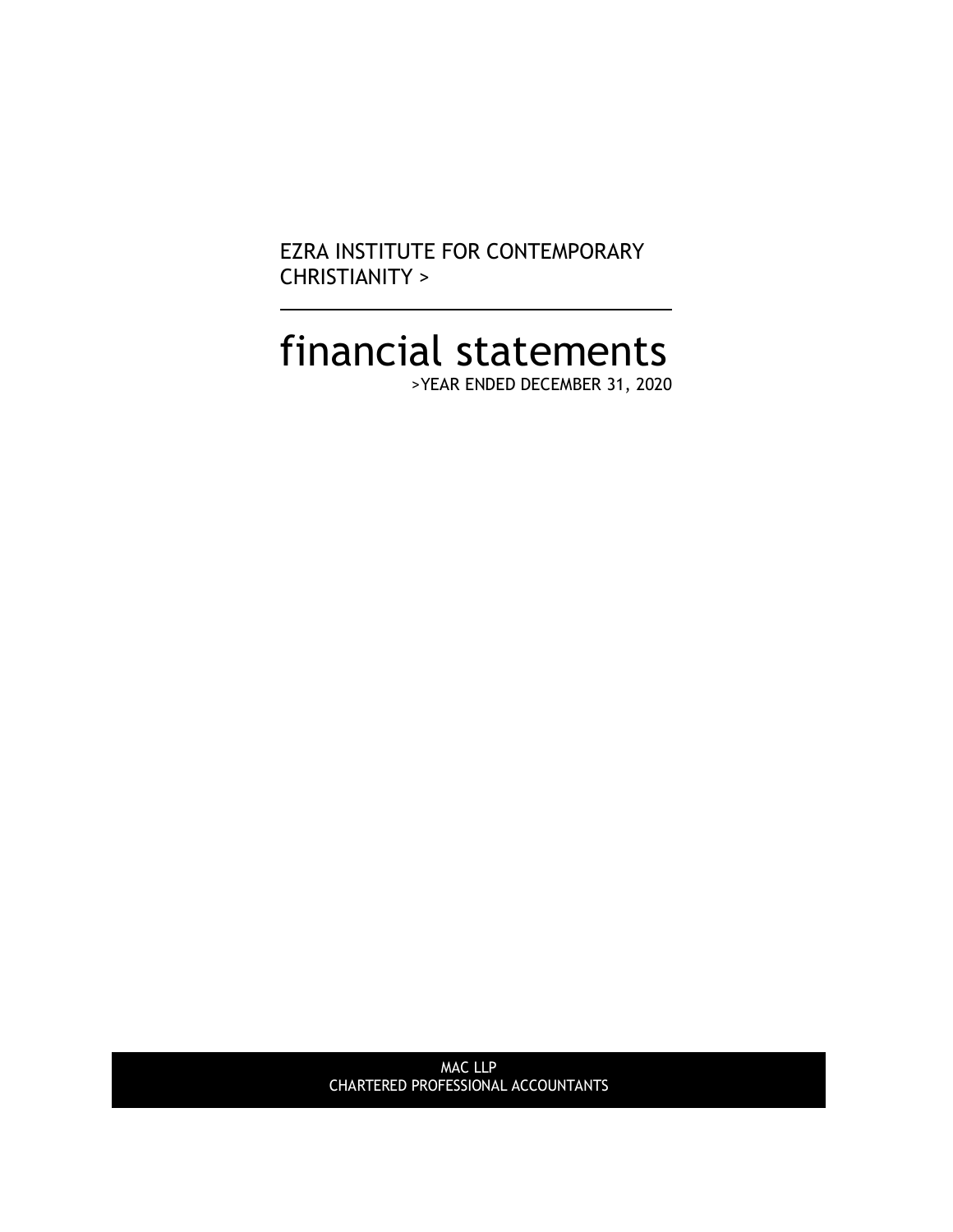EZRA INSTITUTE FOR CONTEMPORARY CHRISTIANITY >

# financial statements

>YEAR ENDED DECEMBER 31, 2020

MAC LLP
CHARTERED PROFESSIONAL ACCOUNTANTS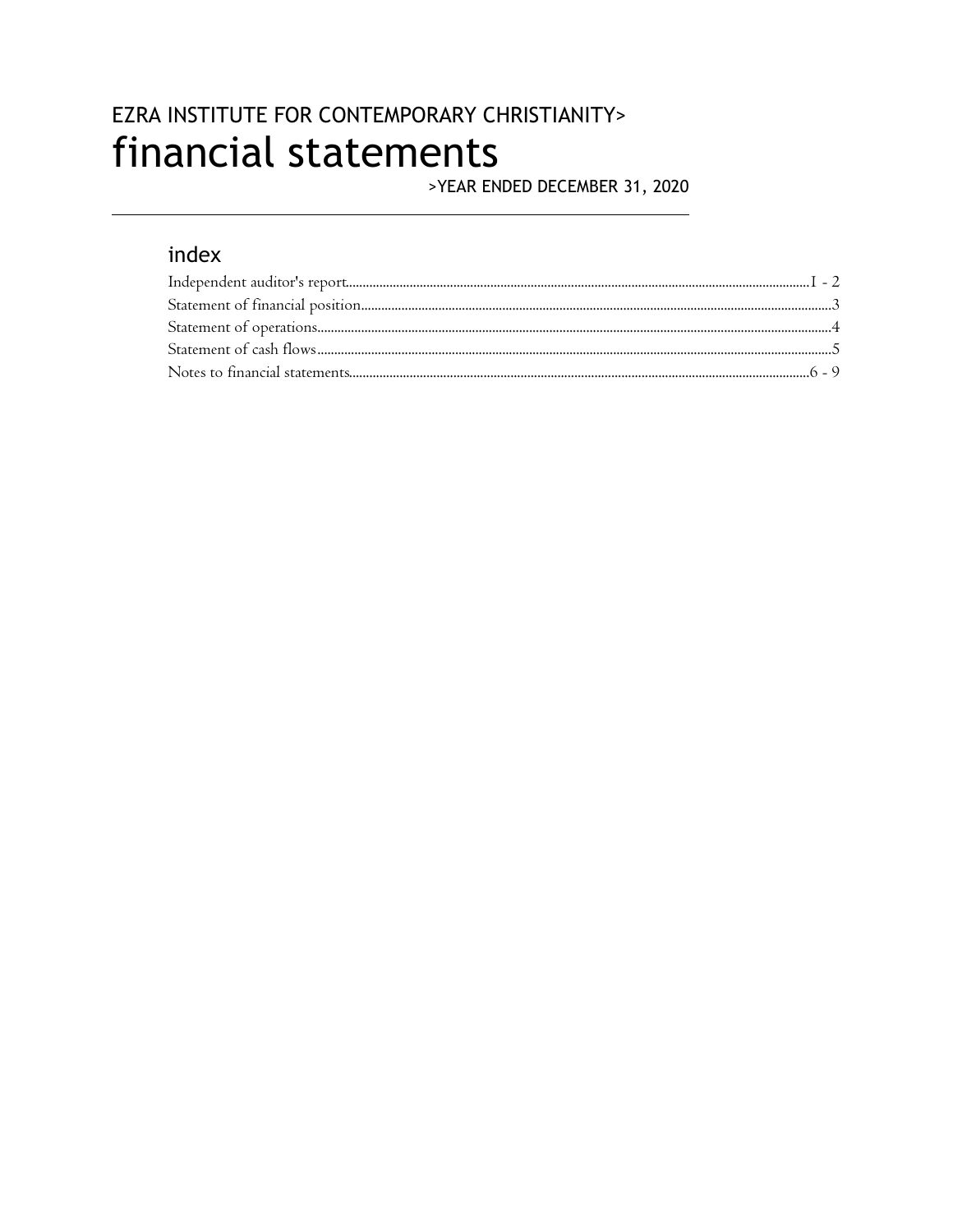# EZRA INSTITUTE FOR CONTEMPORARY CHRISTIANITY>

# financial statements

>YEAR ENDED DECEMBER 31, 2020

## index

| | |
|---|---|
| Independent auditor's report | 1 - 2 |
| Statement of financial position | 3 |
| Statement of operations | 4 |
| Statement of cash flows | 5 |
| Notes to financial statements | 6 - 9 |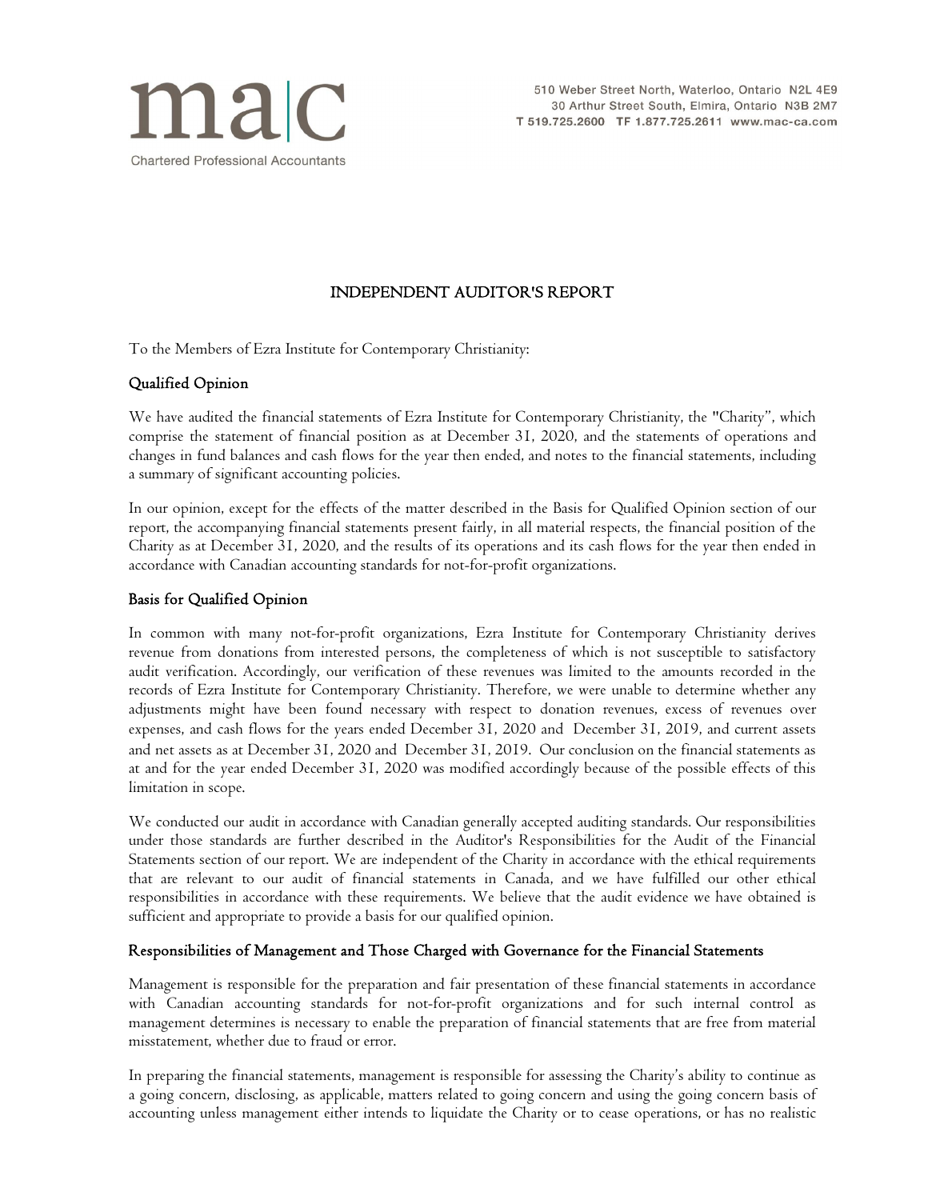mac
Chartered Professional Accountants

510 Weber Street North, Waterloo, Ontario N2L 4E9
30 Arthur Street South, Elmira, Ontario N3B 2M7
T 519.725.2600 TF 1.877.725.2611 www.mac-ca.com

# INDEPENDENT AUDITOR'S REPORT

To the Members of Ezra Institute for Contemporary Christianity:

## Qualified Opinion

We have audited the financial statements of Ezra Institute for Contemporary Christianity, the "Charity", which comprise the statement of financial position as at December 31, 2020, and the statements of operations and changes in fund balances and cash flows for the year then ended, and notes to the financial statements, including a summary of significant accounting policies.

In our opinion, except for the effects of the matter described in the Basis for Qualified Opinion section of our report, the accompanying financial statements present fairly, in all material respects, the financial position of the Charity as at December 31, 2020, and the results of its operations and its cash flows for the year then ended in accordance with Canadian accounting standards for not-for-profit organizations.

## Basis for Qualified Opinion

In common with many not-for-profit organizations, Ezra Institute for Contemporary Christianity derives revenue from donations from interested persons, the completeness of which is not susceptible to satisfactory audit verification. Accordingly, our verification of these revenues was limited to the amounts recorded in the records of Ezra Institute for Contemporary Christianity. Therefore, we were unable to determine whether any adjustments might have been found necessary with respect to donation revenues, excess of revenues over expenses, and cash flows for the years ended December 31, 2020 and December 31, 2019, and current assets and net assets as at December 31, 2020 and December 31, 2019. Our conclusion on the financial statements as at and for the year ended December 31, 2020 was modified accordingly because of the possible effects of this limitation in scope.

We conducted our audit in accordance with Canadian generally accepted auditing standards. Our responsibilities under those standards are further described in the Auditor's Responsibilities for the Audit of the Financial Statements section of our report. We are independent of the Charity in accordance with the ethical requirements that are relevant to our audit of financial statements in Canada, and we have fulfilled our other ethical responsibilities in accordance with these requirements. We believe that the audit evidence we have obtained is sufficient and appropriate to provide a basis for our qualified opinion.

## Responsibilities of Management and Those Charged with Governance for the Financial Statements

Management is responsible for the preparation and fair presentation of these financial statements in accordance with Canadian accounting standards for not-for-profit organizations and for such internal control as management determines is necessary to enable the preparation of financial statements that are free from material misstatement, whether due to fraud or error.

In preparing the financial statements, management is responsible for assessing the Charity's ability to continue as a going concern, disclosing, as applicable, matters related to going concern and using the going concern basis of accounting unless management either intends to liquidate the Charity or to cease operations, or has no realistic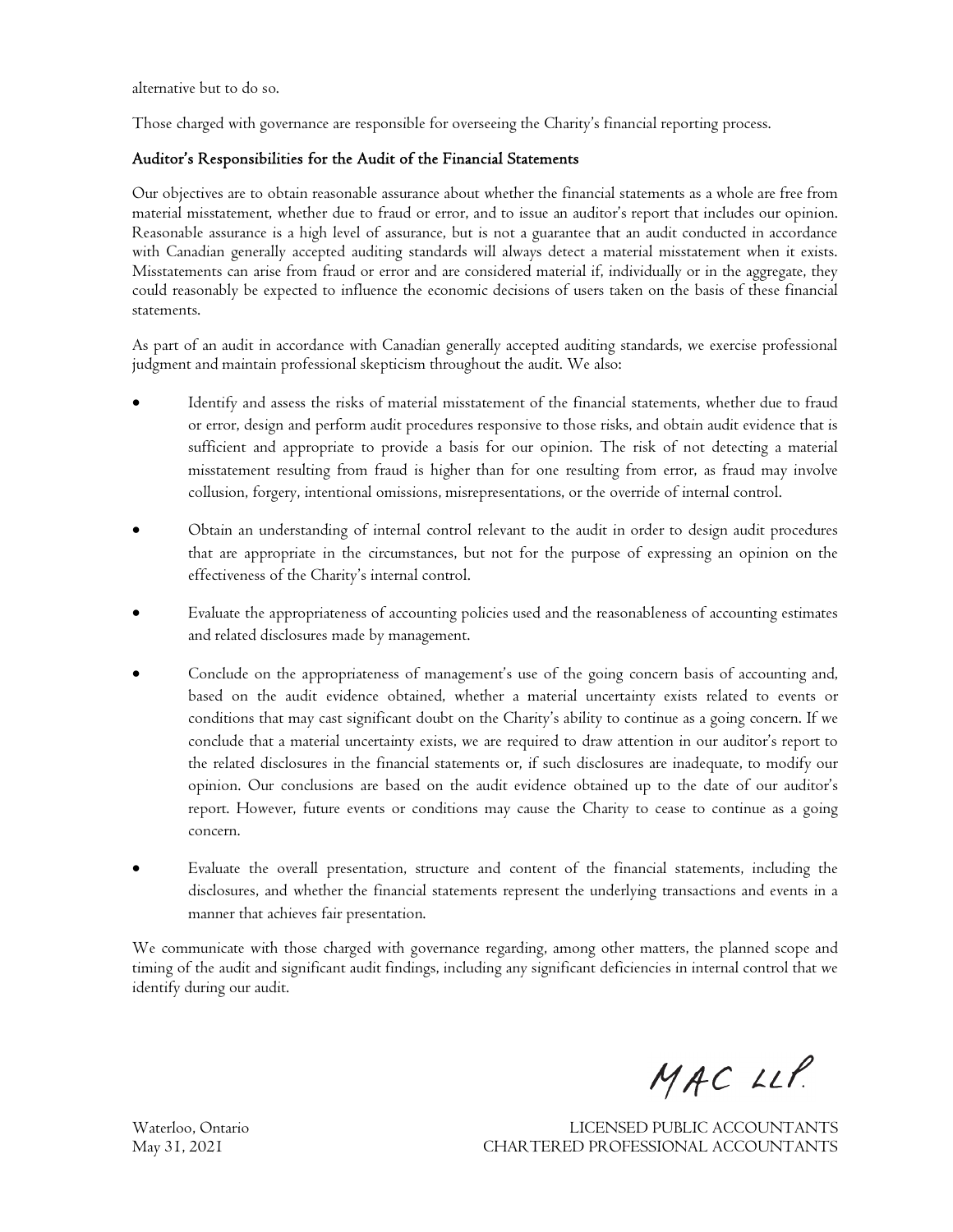alternative but to do so.

Those charged with governance are responsible for overseeing the Charity's financial reporting process.

### Auditor's Responsibilities for the Audit of the Financial Statements

Our objectives are to obtain reasonable assurance about whether the financial statements as a whole are free from material misstatement, whether due to fraud or error, and to issue an auditor's report that includes our opinion. Reasonable assurance is a high level of assurance, but is not a guarantee that an audit conducted in accordance with Canadian generally accepted auditing standards will always detect a material misstatement when it exists. Misstatements can arise from fraud or error and are considered material if, individually or in the aggregate, they could reasonably be expected to influence the economic decisions of users taken on the basis of these financial statements.

As part of an audit in accordance with Canadian generally accepted auditing standards, we exercise professional judgment and maintain professional skepticism throughout the audit. We also:

- Identify and assess the risks of material misstatement of the financial statements, whether due to fraud or error, design and perform audit procedures responsive to those risks, and obtain audit evidence that is sufficient and appropriate to provide a basis for our opinion. The risk of not detecting a material misstatement resulting from fraud is higher than for one resulting from error, as fraud may involve collusion, forgery, intentional omissions, misrepresentations, or the override of internal control.

- Obtain an understanding of internal control relevant to the audit in order to design audit procedures that are appropriate in the circumstances, but not for the purpose of expressing an opinion on the effectiveness of the Charity's internal control.

- Evaluate the appropriateness of accounting policies used and the reasonableness of accounting estimates and related disclosures made by management.

- Conclude on the appropriateness of management's use of the going concern basis of accounting and, based on the audit evidence obtained, whether a material uncertainty exists related to events or conditions that may cast significant doubt on the Charity's ability to continue as a going concern. If we conclude that a material uncertainty exists, we are required to draw attention in our auditor's report to the related disclosures in the financial statements or, if such disclosures are inadequate, to modify our opinion. Our conclusions are based on the audit evidence obtained up to the date of our auditor's report. However, future events or conditions may cause the Charity to cease to continue as a going concern.

- Evaluate the overall presentation, structure and content of the financial statements, including the disclosures, and whether the financial statements represent the underlying transactions and events in a manner that achieves fair presentation.

We communicate with those charged with governance regarding, among other matters, the planned scope and timing of the audit and significant audit findings, including any significant deficiencies in internal control that we identify during our audit.

MAC LLP.

Waterloo, Ontario
May 31, 2021

LICENSED PUBLIC ACCOUNTANTS
CHARTERED PROFESSIONAL ACCOUNTANTS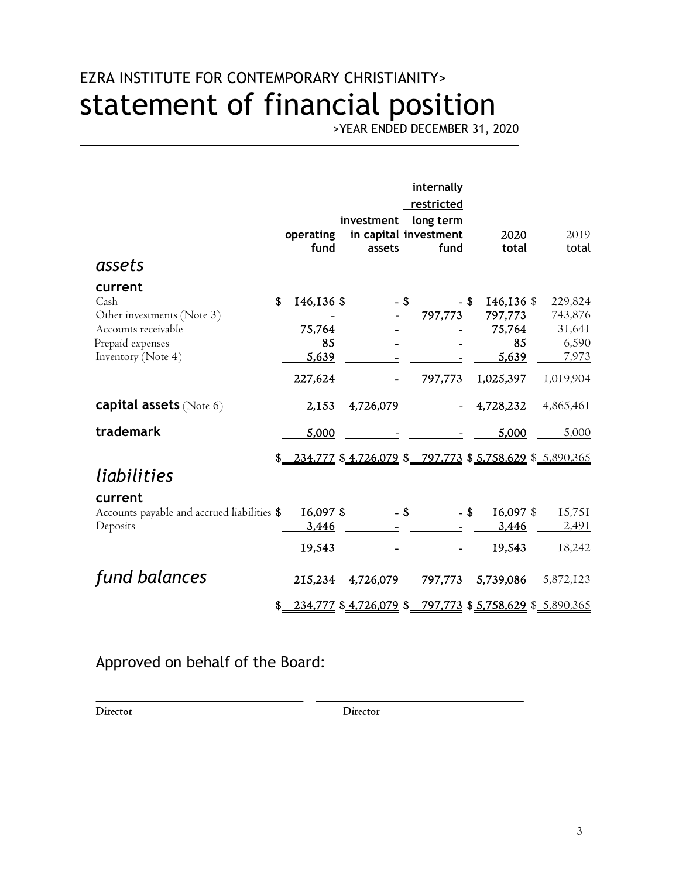# EZRA INSTITUTE FOR CONTEMPORARY CHRISTIANITY>

# statement of financial position

>YEAR ENDED DECEMBER 31, 2020

| | operating fund | investment in capital assets | internally restricted long term investment fund | 2020 total | 2019 total |
|---|---|---|---|---|---|
| ***assets*** | | | | | |
| **current** | | | | | |
| Cash | $ 146,136 | $ - | $ - | $ 146,136 | $ 229,824 |
| Other investments (Note 3) | - | - | 797,773 | 797,773 | 743,876 |
| Accounts receivable | 75,764 | - | - | 75,764 | 31,641 |
| Prepaid expenses | 85 | - | - | 85 | 6,590 |
| Inventory (Note 4) | 5,639 | - | - | 5,639 | 7,973 |
| | 227,624 | - | 797,773 | 1,025,397 | 1,019,904 |
| **capital assets** (Note 6) | 2,153 | 4,726,079 | - | 4,728,232 | 4,865,461 |
| **trademark** | 5,000 | - | - | 5,000 | 5,000 |
| | $ 234,777 | $ 4,726,079 | $ 797,773 | $ 5,758,629 | $ 5,890,365 |
| ***liabilities*** | | | | | |
| **current** | | | | | |
| Accounts payable and accrued liabilities | $ 16,097 | $ - | $ - | $ 16,097 | $ 15,751 |
| Deposits | 3,446 | - | - | 3,446 | 2,491 |
| | 19,543 | - | - | 19,543 | 18,242 |
| ***fund balances*** | 215,234 | 4,726,079 | 797,773 | 5,739,086 | 5,872,123 |
| | $ 234,777 | $ 4,726,079 | $ 797,773 | $ 5,758,629 | $ 5,890,365 |

Approved on behalf of the Board:

Director

Director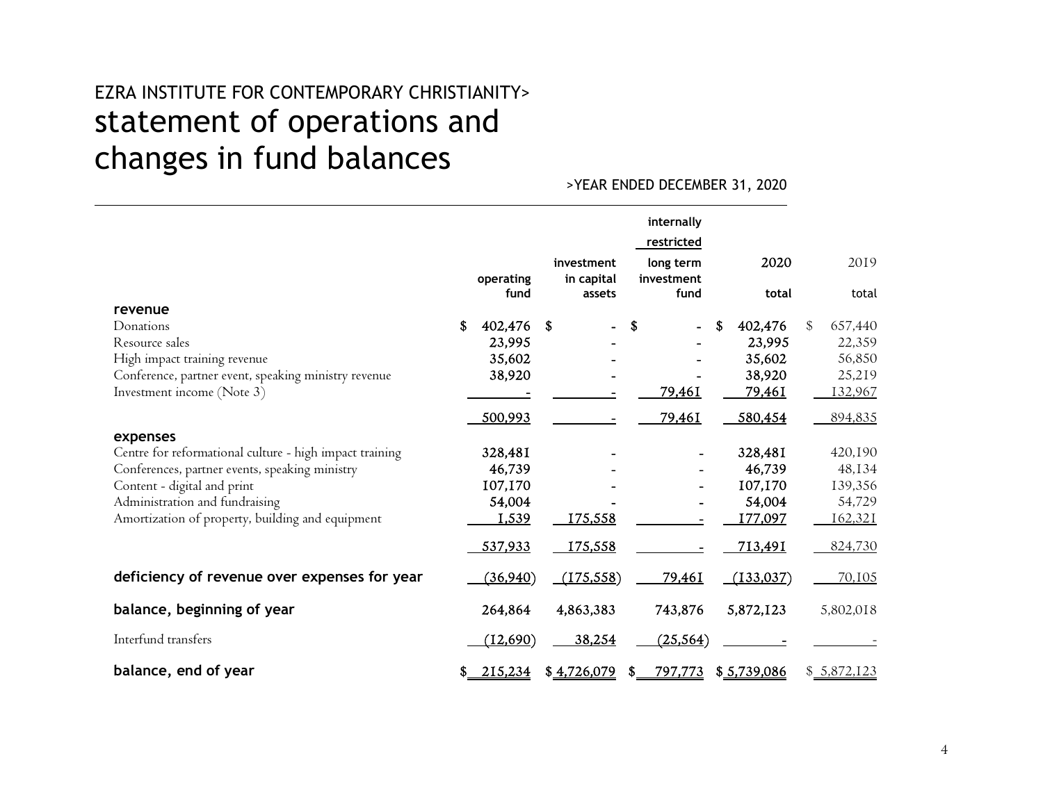EZRA INSTITUTE FOR CONTEMPORARY CHRISTIANITY>

# statement of operations and changes in fund balances

>YEAR ENDED DECEMBER 31, 2020

| | operating fund | investment in capital assets | internally restricted long term investment fund | 2020 total | 2019 total |
|---|---|---|---|---|---|
| **revenue** | | | | | |
| Donations | $ 402,476 | $ - | $ - | $ 402,476 | $ 657,440 |
| Resource sales | 23,995 | - | - | 23,995 | 22,359 |
| High impact training revenue | 35,602 | - | - | 35,602 | 56,850 |
| Conference, partner event, speaking ministry revenue | 38,920 | - | - | 38,920 | 25,219 |
| Investment income (Note 3) | - | - | 79,461 | 79,461 | 132,967 |
| | 500,993 | - | 79,461 | 580,454 | 894,835 |
| **expenses** | | | | | |
| Centre for reformational culture - high impact training | 328,481 | - | - | 328,481 | 420,190 |
| Conferences, partner events, speaking ministry | 46,739 | - | - | 46,739 | 48,134 |
| Content - digital and print | 107,170 | - | - | 107,170 | 139,356 |
| Administration and fundraising | 54,004 | - | - | 54,004 | 54,729 |
| Amortization of property, building and equipment | 1,539 | 175,558 | - | 177,097 | 162,321 |
| | 537,933 | 175,558 | - | 713,491 | 824,730 |
| **deficiency of revenue over expenses for year** | (36,940) | (175,558) | 79,461 | (133,037) | 70,105 |
| **balance, beginning of year** | 264,864 | 4,863,383 | 743,876 | 5,872,123 | 5,802,018 |
| Interfund transfers | (12,690) | 38,254 | (25,564) | - | - |
| **balance, end of year** | $ 215,234 | $ 4,726,079 | $ 797,773 | $ 5,739,086 | $ 5,872,123 |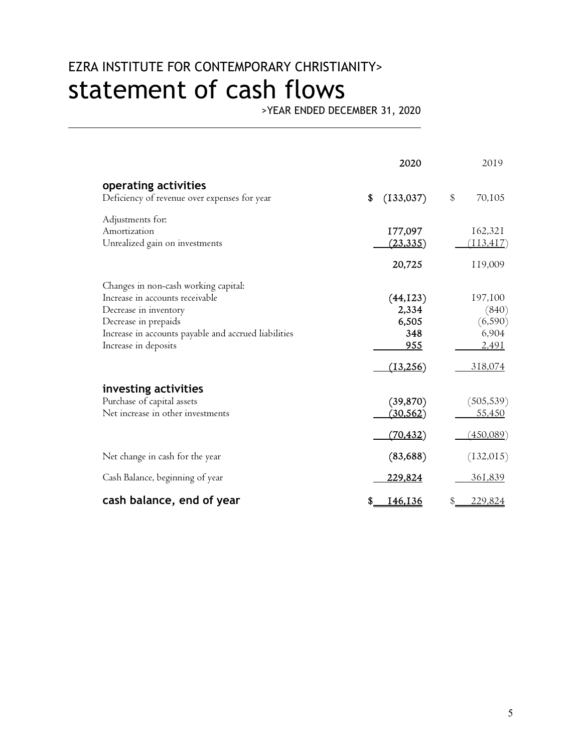# EZRA INSTITUTE FOR CONTEMPORARY CHRISTIANITY>

# statement of cash flows

>YEAR ENDED DECEMBER 31, 2020

| | 2020 | 2019 |
|---|---|---|
| **operating activities** | | |
| Deficiency of revenue over expenses for year | $ (133,037) | $ 70,105 |
| Adjustments for: | | |
| Amortization | 177,097 | 162,321 |
| Unrealized gain on investments | (23,335) | (113,417) |
| | 20,725 | 119,009 |
| Changes in non-cash working capital: | | |
| Increase in accounts receivable | (44,123) | 197,100 |
| Decrease in inventory | 2,334 | (840) |
| Decrease in prepaids | 6,505 | (6,590) |
| Increase in accounts payable and accrued liabilities | 348 | 6,904 |
| Increase in deposits | 955 | 2,491 |
| | (13,256) | 318,074 |
| **investing activities** | | |
| Purchase of capital assets | (39,870) | (505,539) |
| Net increase in other investments | (30,562) | 55,450 |
| | (70,432) | (450,089) |
| Net change in cash for the year | (83,688) | (132,015) |
| Cash Balance, beginning of year | 229,824 | 361,839 |
| **cash balance, end of year** | $ 146,136 | $ 229,824 |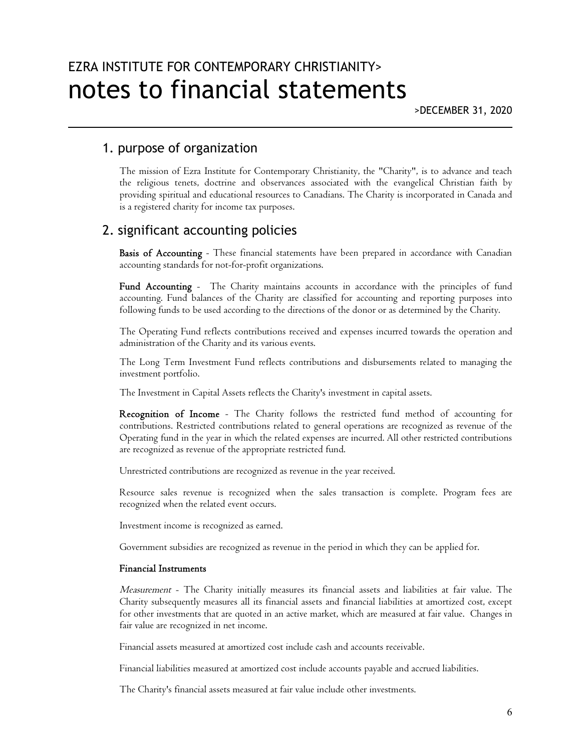# EZRA INSTITUTE FOR CONTEMPORARY CHRISTIANITY>
# notes to financial statements

>DECEMBER 31, 2020

## 1. purpose of organization

The mission of Ezra Institute for Contemporary Christianity, the "Charity", is to advance and teach the religious tenets, doctrine and observances associated with the evangelical Christian faith by providing spiritual and educational resources to Canadians. The Charity is incorporated in Canada and is a registered charity for income tax purposes.

## 2. significant accounting policies

**Basis of Accounting** - These financial statements have been prepared in accordance with Canadian accounting standards for not-for-profit organizations.

**Fund Accounting** - The Charity maintains accounts in accordance with the principles of fund accounting. Fund balances of the Charity are classified for accounting and reporting purposes into following funds to be used according to the directions of the donor or as determined by the Charity.

The Operating Fund reflects contributions received and expenses incurred towards the operation and administration of the Charity and its various events.

The Long Term Investment Fund reflects contributions and disbursements related to managing the investment portfolio.

The Investment in Capital Assets reflects the Charity's investment in capital assets.

**Recognition of Income** - The Charity follows the restricted fund method of accounting for contributions. Restricted contributions related to general operations are recognized as revenue of the Operating fund in the year in which the related expenses are incurred. All other restricted contributions are recognized as revenue of the appropriate restricted fund.

Unrestricted contributions are recognized as revenue in the year received.

Resource sales revenue is recognized when the sales transaction is complete. Program fees are recognized when the related event occurs.

Investment income is recognized as earned.

Government subsidies are recognized as revenue in the period in which they can be applied for.

**Financial Instruments**

*Measurement* - The Charity initially measures its financial assets and liabilities at fair value. The Charity subsequently measures all its financial assets and financial liabilities at amortized cost, except for other investments that are quoted in an active market, which are measured at fair value. Changes in fair value are recognized in net income.

Financial assets measured at amortized cost include cash and accounts receivable.

Financial liabilities measured at amortized cost include accounts payable and accrued liabilities.

The Charity's financial assets measured at fair value include other investments.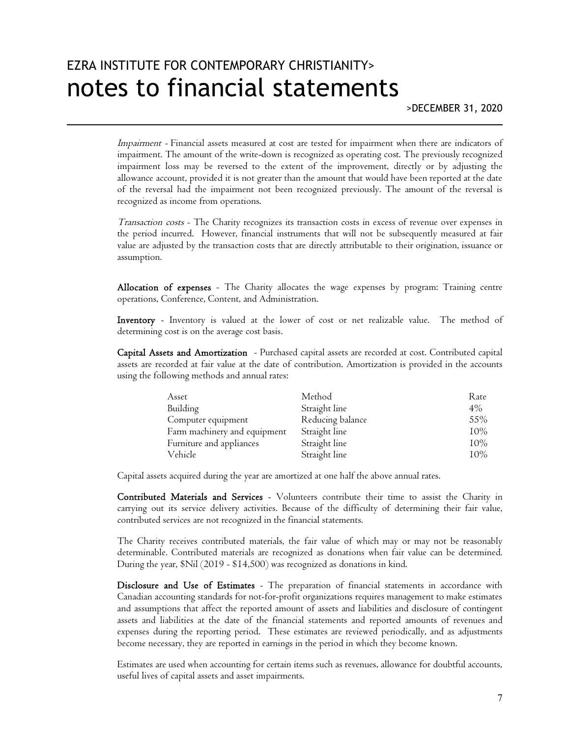*Impairment* - Financial assets measured at cost are tested for impairment when there are indicators of impairment. The amount of the write-down is recognized as operating cost. The previously recognized impairment loss may be reversed to the extent of the improvement, directly or by adjusting the allowance account, provided it is not greater than the amount that would have been reported at the date of the reversal had the impairment not been recognized previously. The amount of the reversal is recognized as income from operations.

*Transaction costs* - The Charity recognizes its transaction costs in excess of revenue over expenses in the period incurred. However, financial instruments that will not be subsequently measured at fair value are adjusted by the transaction costs that are directly attributable to their origination, issuance or assumption.

**Allocation of expenses** - The Charity allocates the wage expenses by program: Training centre operations, Conference, Content, and Administration.

**Inventory** - Inventory is valued at the lower of cost or net realizable value. The method of determining cost is on the average cost basis.

**Capital Assets and Amortization** - Purchased capital assets are recorded at cost. Contributed capital assets are recorded at fair value at the date of contribution. Amortization is provided in the accounts using the following methods and annual rates:

| Asset | Method | Rate |
|---|---|---|
| Building | Straight line | 4% |
| Computer equipment | Reducing balance | 55% |
| Farm machinery and equipment | Straight line | 10% |
| Furniture and appliances | Straight line | 10% |
| Vehicle | Straight line | 10% |

Capital assets acquired during the year are amortized at one half the above annual rates.

**Contributed Materials and Services** - Volunteers contribute their time to assist the Charity in carrying out its service delivery activities. Because of the difficulty of determining their fair value, contributed services are not recognized in the financial statements.

The Charity receives contributed materials, the fair value of which may or may not be reasonably determinable. Contributed materials are recognized as donations when fair value can be determined. During the year, $Nil (2019 - $14,500) was recognized as donations in kind.

**Disclosure and Use of Estimates** - The preparation of financial statements in accordance with Canadian accounting standards for not-for-profit organizations requires management to make estimates and assumptions that affect the reported amount of assets and liabilities and disclosure of contingent assets and liabilities at the date of the financial statements and reported amounts of revenues and expenses during the reporting period. These estimates are reviewed periodically, and as adjustments become necessary, they are reported in earnings in the period in which they become known.

Estimates are used when accounting for certain items such as revenues, allowance for doubtful accounts, useful lives of capital assets and asset impairments.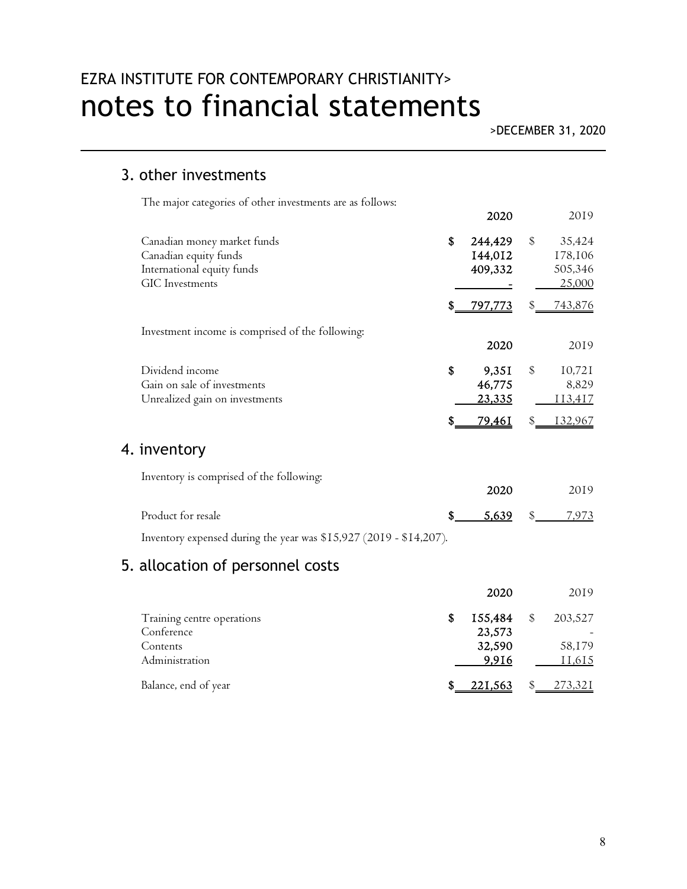# EZRA INSTITUTE FOR CONTEMPORARY CHRISTIANITY>
# notes to financial statements

>DECEMBER 31, 2020

## 3. other investments

The major categories of other investments are as follows:

| | 2020 | 2019 |
|---|---|---|
| Canadian money market funds | $ 244,429 | $ 35,424 |
| Canadian equity funds | 144,012 | 178,106 |
| International equity funds | 409,332 | 505,346 |
| GIC Investments | - | 25,000 |
| | $ 797,773 | $ 743,876 |

Investment income is comprised of the following:

| | 2020 | 2019 |
|---|---|---|
| Dividend income | $ 9,351 | $ 10,721 |
| Gain on sale of investments | 46,775 | 8,829 |
| Unrealized gain on investments | 23,335 | 113,417 |
| | $ 79,461 | $ 132,967 |

## 4. inventory

Inventory is comprised of the following:

| | 2020 | 2019 |
|---|---|---|
| Product for resale | $ 5,639 | $ 7,973 |

Inventory expensed during the year was $15,927 (2019 - $14,207).

## 5. allocation of personnel costs

| | 2020 | 2019 |
|---|---|---|
| Training centre operations | $ 155,484 | $ 203,527 |
| Conference | 23,573 | - |
| Contents | 32,590 | 58,179 |
| Administration | 9,916 | 11,615 |
| Balance, end of year | $ 221,563 | $ 273,321 |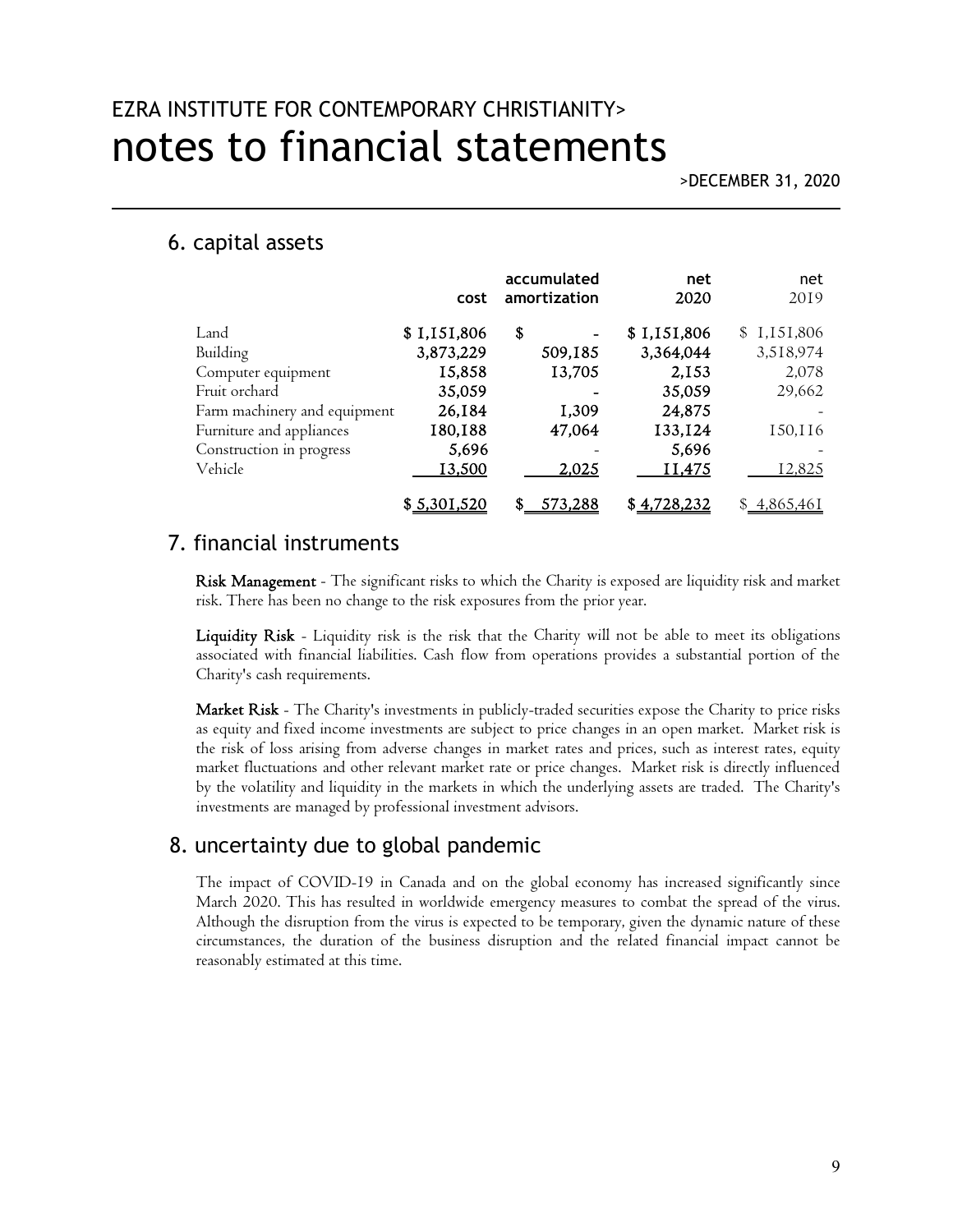# EZRA INSTITUTE FOR CONTEMPORARY CHRISTIANITY>

# notes to financial statements

>DECEMBER 31, 2020

## 6. capital assets

| | cost | accumulated amortization | net 2020 | net 2019 |
|---|---|---|---|---|
| Land | $ 1,151,806 | $ - | $ 1,151,806 | $ 1,151,806 |
| Building | 3,873,229 | 509,185 | 3,364,044 | 3,518,974 |
| Computer equipment | 15,858 | 13,705 | 2,153 | 2,078 |
| Fruit orchard | 35,059 | - | 35,059 | 29,662 |
| Farm machinery and equipment | 26,184 | 1,309 | 24,875 | - |
| Furniture and appliances | 180,188 | 47,064 | 133,124 | 150,116 |
| Construction in progress | 5,696 | - | 5,696 | - |
| Vehicle | 13,500 | 2,025 | 11,475 | 12,825 |
| | $ 5,301,520 | $ 573,288 | $ 4,728,232 | $ 4,865,461 |

## 7. financial instruments

**Risk Management** - The significant risks to which the Charity is exposed are liquidity risk and market risk. There has been no change to the risk exposures from the prior year.

**Liquidity Risk** - Liquidity risk is the risk that the Charity will not be able to meet its obligations associated with financial liabilities. Cash flow from operations provides a substantial portion of the Charity's cash requirements.

**Market Risk** - The Charity's investments in publicly-traded securities expose the Charity to price risks as equity and fixed income investments are subject to price changes in an open market. Market risk is the risk of loss arising from adverse changes in market rates and prices, such as interest rates, equity market fluctuations and other relevant market rate or price changes. Market risk is directly influenced by the volatility and liquidity in the markets in which the underlying assets are traded. The Charity's investments are managed by professional investment advisors.

## 8. uncertainty due to global pandemic

The impact of COVID-19 in Canada and on the global economy has increased significantly since March 2020. This has resulted in worldwide emergency measures to combat the spread of the virus. Although the disruption from the virus is expected to be temporary, given the dynamic nature of these circumstances, the duration of the business disruption and the related financial impact cannot be reasonably estimated at this time.